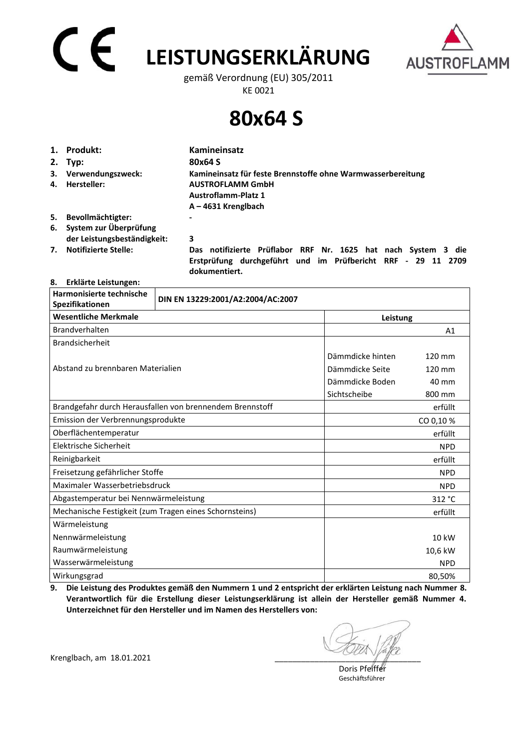# CE LEISTUNGSERKLÄRUNG

gemäß Verordnung (EU) 305/2011

KE 0021

AUSTROFLAMM

# 80x64 S

1. **Produkt:** **Kamineinsatz**
2. **Typ:** **80x64 S**
3. **Verwendungszweck:** **Kamineinsatz für feste Brennstoffe ohne Warmwasserbereitung**
4. **Hersteller:** **AUSTROFLAMM GmbH**
   **Austroflamm-Platz 1**
   **A – 4631 Krenglbach**
5. **Bevollmächtigter:** **-**
6. **System zur Überprüfung der Leistungsbeständigkeit:** **3**
7. **Notifizierte Stelle:** **Das notifizierte Prüflabor RRF Nr. 1625 hat nach System 3 die Erstprüfung durchgeführt und im Prüfbericht RRF - 29 11 2709 dokumentiert.**
8. **Erklärte Leistungen:**

| **Harmonisierte technische Spezifikationen** | **DIN EN 13229:2001/A2:2004/AC:2007** | |
|---|---|---|
| **Wesentliche Merkmale** | **Leistung** | |
| Brandverhalten | | A1 |
| Brandsicherheit | | |
| Abstand zu brennbaren Materialien | Dämmdicke hinten | 120 mm |
| | Dämmdicke Seite | 120 mm |
| | Dämmdicke Boden | 40 mm |
| | Sichtscheibe | 800 mm |
| Brandgefahr durch Herausfallen von brennendem Brennstoff | | erfüllt |
| Emission der Verbrennungsprodukte | | CO 0,10 % |
| Oberflächentemperatur | | erfüllt |
| Elektrische Sicherheit | | NPD |
| Reinigbarkeit | | erfüllt |
| Freisetzung gefährlicher Stoffe | | NPD |
| Maximaler Wasserbetriebsdruck | | NPD |
| Abgastemperatur bei Nennwärmeleistung | | 312 °C |
| Mechanische Festigkeit (zum Tragen eines Schornsteins) | | erfüllt |
| Wärmeleistung | | |
| Nennwärmeleistung | | 10 kW |
| Raumwärmeleistung | | 10,6 kW |
| Wasserwärmeleistung | | NPD |
| Wirkungsgrad | | 80,50% |

9. **Die Leistung des Produktes gemäß den Nummern 1 und 2 entspricht der erklärten Leistung nach Nummer 8. Verantwortlich für die Erstellung dieser Leistungserklärung ist allein der Hersteller gemäß Nummer 4. Unterzeichnet für den Hersteller und im Namen des Herstellers von:**

Krenglbach, am 18.01.2021

Doris Pfeiffer
Geschäftsführer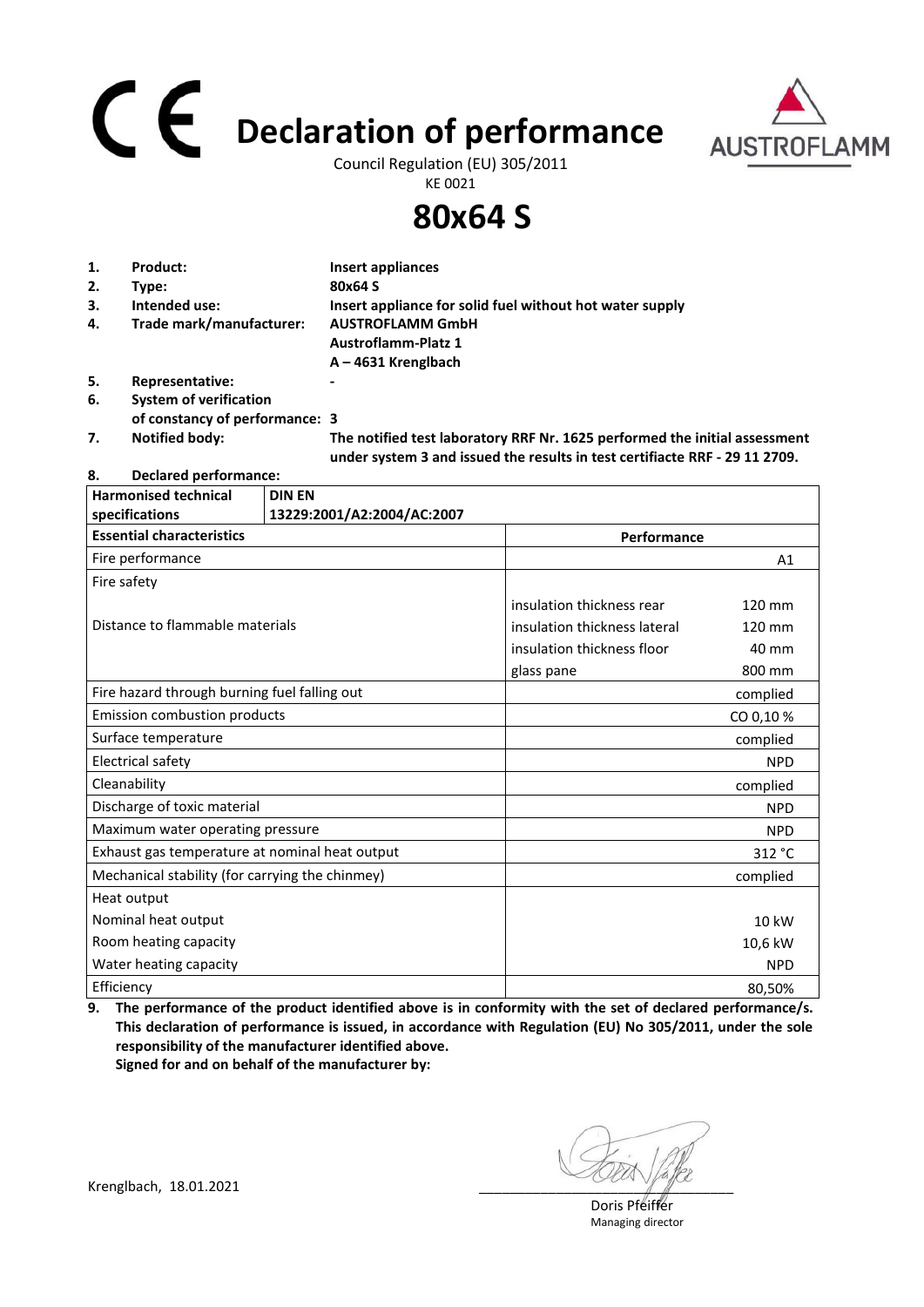# CE Declaration of performance

Council Regulation (EU) 305/2011

KE 0021

# 80x64 S

1. **Product:** **Insert appliances**
2. **Type:** **80x64 S**
3. **Intended use:** **Insert appliance for solid fuel without hot water supply**
4. **Trade mark/manufacturer:** **AUSTROFLAMM GmbH**
   **Austroflamm-Platz 1**
   **A – 4631 Krenglbach**
5. **Representative:** **-**
6. **System of verification of constancy of performance:** **3**
7. **Notified body:** **The notified test laboratory RRF Nr. 1625 performed the initial assessment under system 3 and issued the results in test certifiacte RRF - 29 11 2709.**
8. **Declared performance:**

| Harmonised technical specifications | DIN EN 13229:2001/A2:2004/AC:2007 | |
|---|---|---|
| **Essential characteristics** | **Performance** | |
| Fire performance | | A1 |
| Fire safety | | |
| Distance to flammable materials | insulation thickness rear | 120 mm |
| | insulation thickness lateral | 120 mm |
| | insulation thickness floor | 40 mm |
| | glass pane | 800 mm |
| Fire hazard through burning fuel falling out | | complied |
| Emission combustion products | | CO 0,10 % |
| Surface temperature | | complied |
| Electrical safety | | NPD |
| Cleanability | | complied |
| Discharge of toxic material | | NPD |
| Maximum water operating pressure | | NPD |
| Exhaust gas temperature at nominal heat output | | 312 °C |
| Mechanical stability (for carrying the chimney) | | complied |
| Heat output | | |
| Nominal heat output | | 10 kW |
| Room heating capacity | | 10,6 kW |
| Water heating capacity | | NPD |
| Efficiency | | 80,50% |

9. **The performance of the product identified above is in conformity with the set of declared performance/s. This declaration of performance is issued, in accordance with Regulation (EU) No 305/2011, under the sole responsibility of the manufacturer identified above.**
   **Signed for and on behalf of the manufacturer by:**

Krenglbach, 18.01.2021

Doris Pfeiffer
Managing director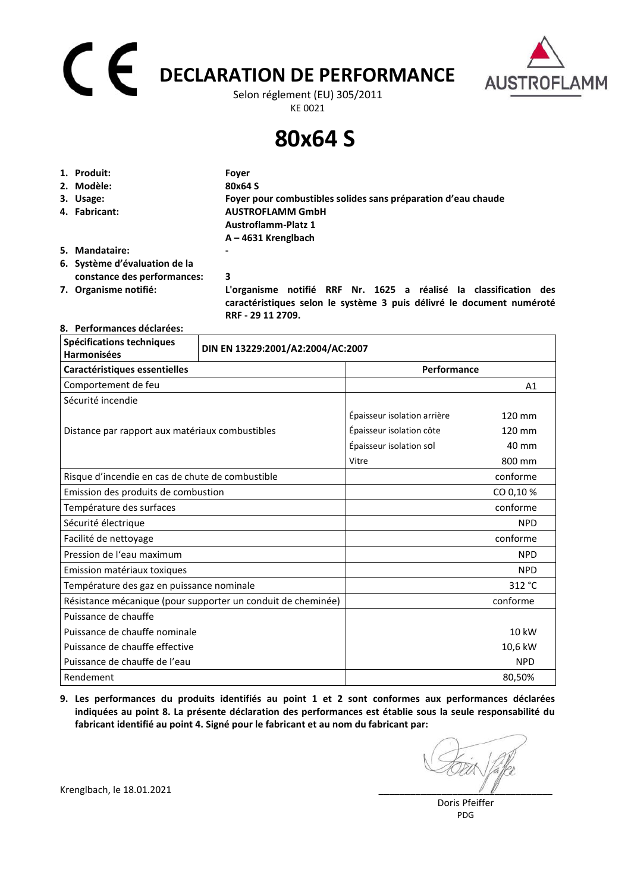# DECLARATION DE PERFORMANCE

Selon réglement (EU) 305/2011

KE 0021

# 80x64 S

1. **Produit:** **Foyer**
2. **Modèle:** **80x64 S**
3. **Usage:** **Foyer pour combustibles solides sans préparation d'eau chaude**
4. **Fabricant:** **AUSTROFLAMM GmbH**
   **Austroflamm-Platz 1**
   **A – 4631 Krenglbach**
5. **Mandataire:** -
6. **Système d'évaluation de la constance des performances:** **3**
7. **Organisme notifié:** **L'organisme notifié RRF Nr. 1625 a réalisé la classification des caractéristiques selon le système 3 puis délivré le document numéroté RRF - 29 11 2709.**
8. **Performances déclarées:**

| **Spécifications techniques Harmonisées** | **DIN EN 13229:2001/A2:2004/AC:2007** | |
|---|---|---|
| **Caractéristiques essentielles** | **Performance** | |
| Comportement de feu | | A1 |
| Sécurité incendie | | |
| Distance par rapport aux matériaux combustibles | Épaisseur isolation arrière | 120 mm |
| | Épaisseur isolation côte | 120 mm |
| | Épaisseur isolation sol | 40 mm |
| | Vitre | 800 mm |
| Risque d'incendie en cas de chute de combustible | | conforme |
| Emission des produits de combustion | | CO 0,10 % |
| Température des surfaces | | conforme |
| Sécurité électrique | | NPD |
| Facilité de nettoyage | | conforme |
| Pression de l'eau maximum | | NPD |
| Emission matériaux toxiques | | NPD |
| Température des gaz en puissance nominale | | 312 °C |
| Résistance mécanique (pour supporter un conduit de cheminée) | | conforme |
| Puissance de chauffe | | |
| Puissance de chauffe nominale | | 10 kW |
| Puissance de chauffe effective | | 10,6 kW |
| Puissance de chauffe de l'eau | | NPD |
| Rendement | | 80,50% |

9. **Les performances du produits identifiés au point 1 et 2 sont conformes aux performances déclarées indiquées au point 8. La présente déclaration des performances est établie sous la seule responsabilité du fabricant identifié au point 4. Signé pour le fabricant et au nom du fabricant par:**

Krenglbach, le 18.01.2021

Doris Pfeiffer
PDG